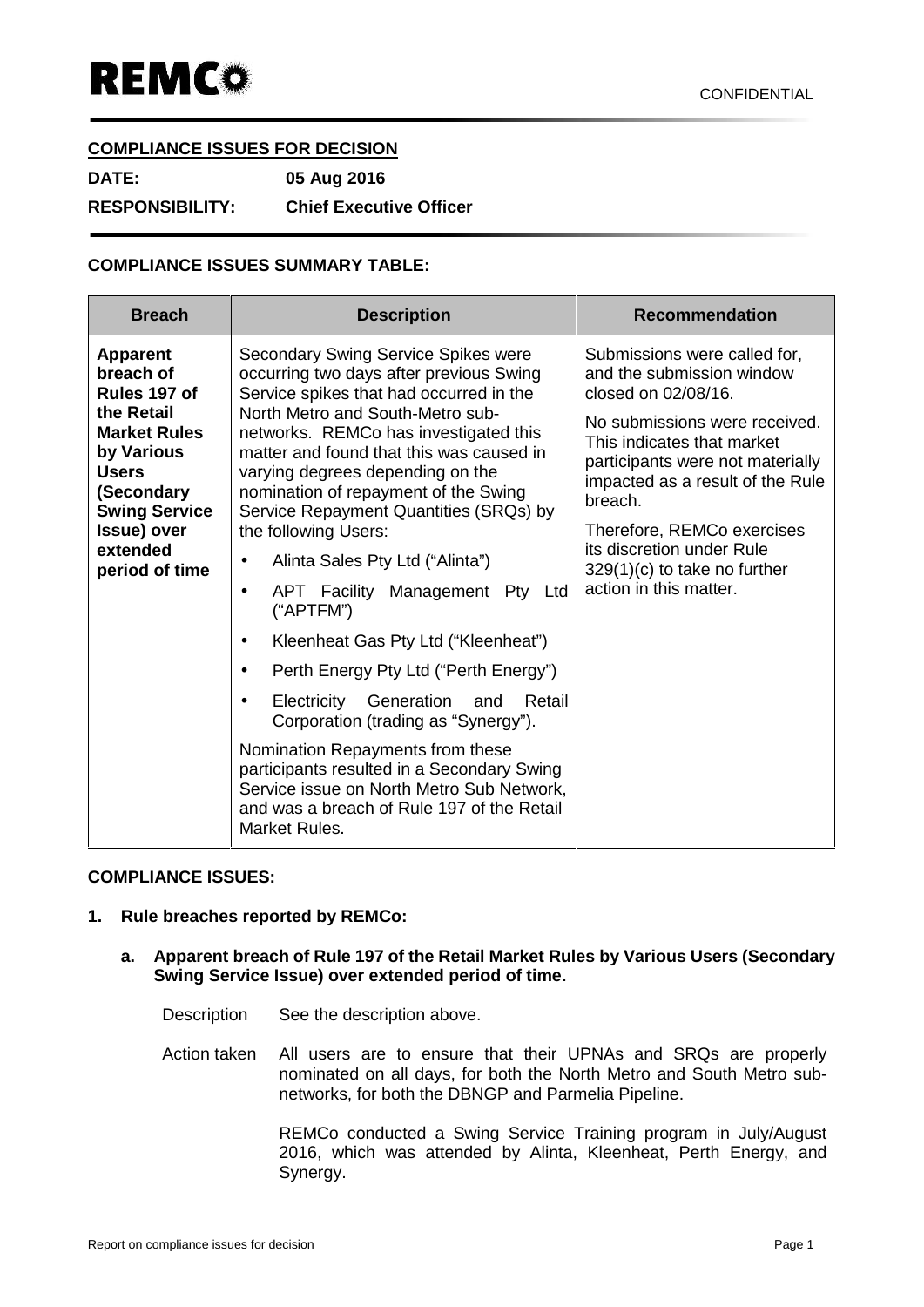REMCO

CONFIDENTIAL

**COMPLIANCE ISSUES FOR DECISION**

**DATE:** **05 Aug 2016**

**RESPONSIBILITY:** **Chief Executive Officer**

**COMPLIANCE ISSUES SUMMARY TABLE:**

| Breach | Description | Recommendation |
|---|---|---|
| **Apparent breach of Rules 197 of the Retail Market Rules by Various Users (Secondary Swing Service Issue) over extended period of time** | Secondary Swing Service Spikes were occurring two days after previous Swing Service spikes that had occurred in the North Metro and South-Metro sub-networks. REMCo has investigated this matter and found that this was caused in varying degrees depending on the nomination of repayment of the Swing Service Repayment Quantities (SRQs) by the following Users:<br>• Alinta Sales Pty Ltd ("Alinta")<br>• APT Facility Management Pty Ltd ("APTFM")<br>• Kleenheat Gas Pty Ltd ("Kleenheat")<br>• Perth Energy Pty Ltd ("Perth Energy")<br>• Electricity Generation and Retail Corporation (trading as "Synergy").<br>Nomination Repayments from these participants resulted in a Secondary Swing Service issue on North Metro Sub Network, and was a breach of Rule 197 of the Retail Market Rules. | Submissions were called for, and the submission window closed on 02/08/16.<br>No submissions were received. This indicates that market participants were not materially impacted as a result of the Rule breach.<br>Therefore, REMCo exercises its discretion under Rule 329(1)(c) to take no further action in this matter. |

**COMPLIANCE ISSUES:**

**1. Rule breaches reported by REMCo:**

**a. Apparent breach of Rule 197 of the Retail Market Rules by Various Users (Secondary Swing Service Issue) over extended period of time.**

Description: See the description above.

Action taken: All users are to ensure that their UPNAs and SRQs are properly nominated on all days, for both the North Metro and South Metro sub-networks, for both the DBNGP and Parmelia Pipeline.

REMCo conducted a Swing Service Training program in July/August 2016, which was attended by Alinta, Kleenheat, Perth Energy, and Synergy.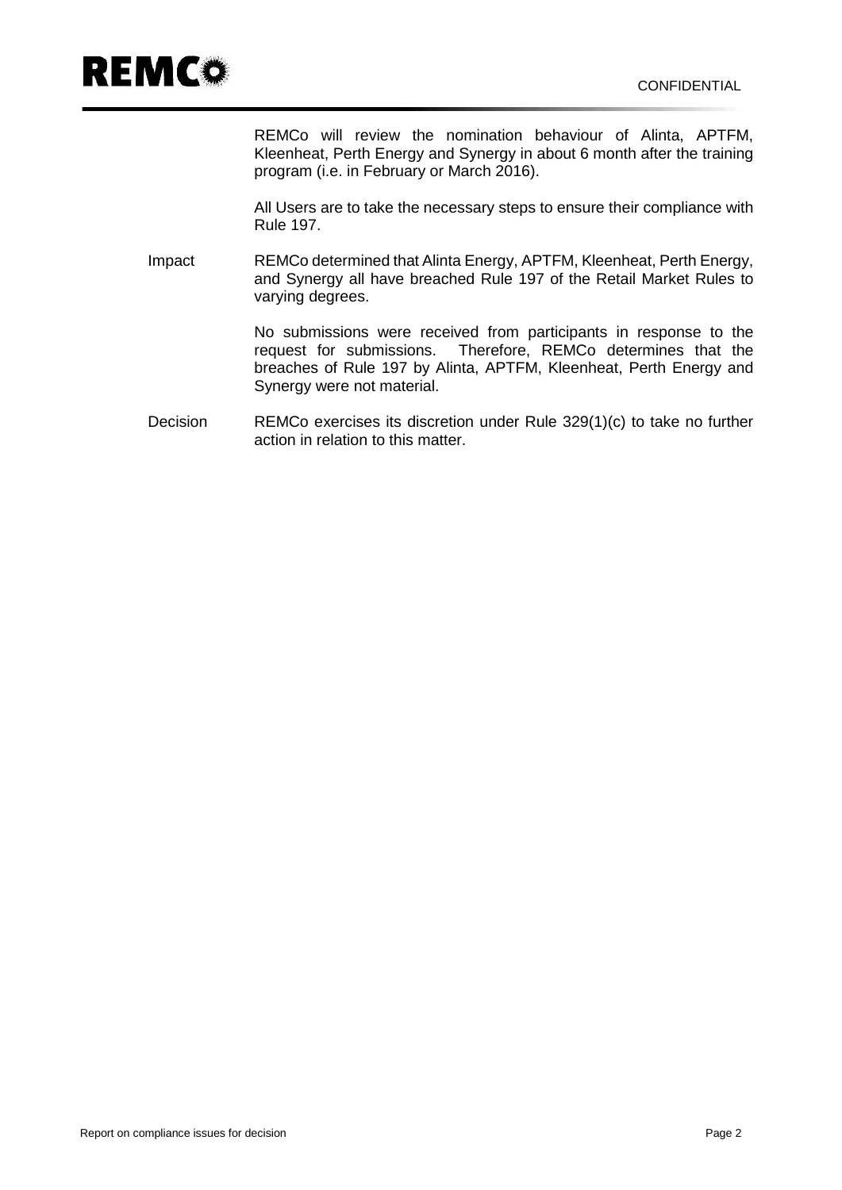REMCo will review the nomination behaviour of Alinta, APTFM, Kleenheat, Perth Energy and Synergy in about 6 month after the training program (i.e. in February or March 2016).

All Users are to take the necessary steps to ensure their compliance with Rule 197.

| | |
|---|---|
| Impact | REMCo determined that Alinta Energy, APTFM, Kleenheat, Perth Energy, and Synergy all have breached Rule 197 of the Retail Market Rules to varying degrees.<br><br>No submissions were received from participants in response to the request for submissions. Therefore, REMCo determines that the breaches of Rule 197 by Alinta, APTFM, Kleenheat, Perth Energy and Synergy were not material. |
| Decision | REMCo exercises its discretion under Rule 329(1)(c) to take no further action in relation to this matter. |